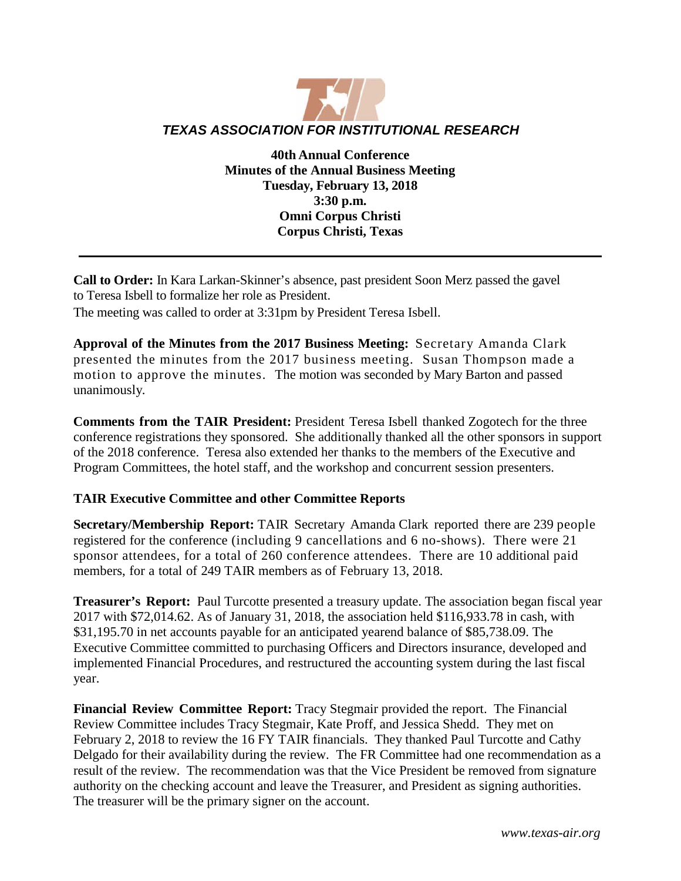# *TEXAS ASSOCIATION FOR INSTITUTIONAL RESEARCH*

**40th Annual Conference**
**Minutes of the Annual Business Meeting**
**Tuesday, February 13, 2018**
**3:30 p.m.**
**Omni Corpus Christi**
**Corpus Christi, Texas**

---

**Call to Order:** In Kara Larkan-Skinner's absence, past president Soon Merz passed the gavel to Teresa Isbell to formalize her role as President.
The meeting was called to order at 3:31pm by President Teresa Isbell.

**Approval of the Minutes from the 2017 Business Meeting:** Secretary Amanda Clark presented the minutes from the 2017 business meeting. Susan Thompson made a motion to approve the minutes. The motion was seconded by Mary Barton and passed unanimously.

**Comments from the TAIR President:** President Teresa Isbell thanked Zogotech for the three conference registrations they sponsored. She additionally thanked all the other sponsors in support of the 2018 conference. Teresa also extended her thanks to the members of the Executive and Program Committees, the hotel staff, and the workshop and concurrent session presenters.

## TAIR Executive Committee and other Committee Reports

**Secretary/Membership Report:** TAIR Secretary Amanda Clark reported there are 239 people registered for the conference (including 9 cancellations and 6 no-shows). There were 21 sponsor attendees, for a total of 260 conference attendees. There are 10 additional paid members, for a total of 249 TAIR members as of February 13, 2018.

**Treasurer's Report:** Paul Turcotte presented a treasury update. The association began fiscal year 2017 with $72,014.62. As of January 31, 2018, the association held $116,933.78 in cash, with $31,195.70 in net accounts payable for an anticipated yearend balance of $85,738.09. The Executive Committee committed to purchasing Officers and Directors insurance, developed and implemented Financial Procedures, and restructured the accounting system during the last fiscal year.

**Financial Review Committee Report:** Tracy Stegmair provided the report. The Financial Review Committee includes Tracy Stegmair, Kate Proff, and Jessica Shedd. They met on February 2, 2018 to review the 16 FY TAIR financials. They thanked Paul Turcotte and Cathy Delgado for their availability during the review. The FR Committee had one recommendation as a result of the review. The recommendation was that the Vice President be removed from signature authority on the checking account and leave the Treasurer, and President as signing authorities. The treasurer will be the primary signer on the account.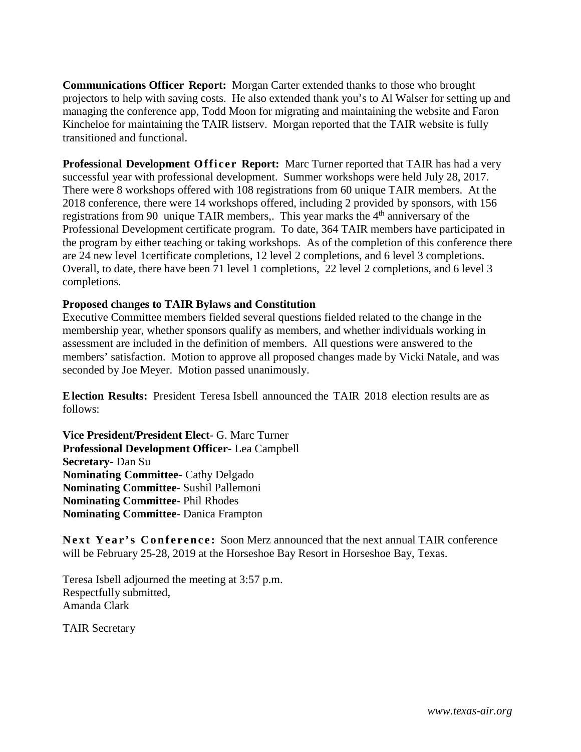**Communications Officer Report:** Morgan Carter extended thanks to those who brought projectors to help with saving costs. He also extended thank you's to Al Walser for setting up and managing the conference app, Todd Moon for migrating and maintaining the website and Faron Kincheloe for maintaining the TAIR listserv. Morgan reported that the TAIR website is fully transitioned and functional.

**Professional Development Officer Report:** Marc Turner reported that TAIR has had a very successful year with professional development. Summer workshops were held July 28, 2017. There were 8 workshops offered with 108 registrations from 60 unique TAIR members. At the 2018 conference, there were 14 workshops offered, including 2 provided by sponsors, with 156 registrations from 90 unique TAIR members,. This year marks the 4th anniversary of the Professional Development certificate program. To date, 364 TAIR members have participated in the program by either teaching or taking workshops. As of the completion of this conference there are 24 new level 1certificate completions, 12 level 2 completions, and 6 level 3 completions. Overall, to date, there have been 71 level 1 completions, 22 level 2 completions, and 6 level 3 completions.

**Proposed changes to TAIR Bylaws and Constitution**

Executive Committee members fielded several questions fielded related to the change in the membership year, whether sponsors qualify as members, and whether individuals working in assessment are included in the definition of members. All questions were answered to the members' satisfaction. Motion to approve all proposed changes made by Vicki Natale, and was seconded by Joe Meyer. Motion passed unanimously.

**Election Results:** President Teresa Isbell announced the TAIR 2018 election results are as follows:

**Vice President/President Elect**- G. Marc Turner
**Professional Development Officer**- Lea Campbell
**Secretary**- Dan Su
**Nominating Committee**- Cathy Delgado
**Nominating Committee**- Sushil Pallemoni
**Nominating Committee**- Phil Rhodes
**Nominating Committee**- Danica Frampton

**Next Year's Conference:** Soon Merz announced that the next annual TAIR conference will be February 25-28, 2019 at the Horseshoe Bay Resort in Horseshoe Bay, Texas.

Teresa Isbell adjourned the meeting at 3:57 p.m.
Respectfully submitted,
Amanda Clark

TAIR Secretary